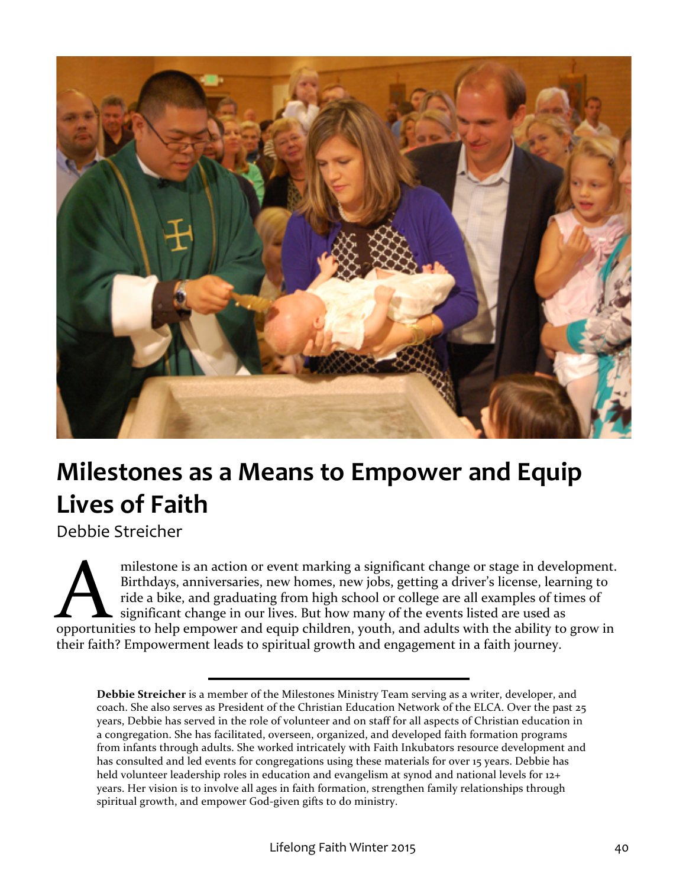# Milestones as a Means to Empower and Equip Lives of Faith

Debbie Streicher

A milestone is an action or event marking a significant change or stage in development. Birthdays, anniversaries, new homes, new jobs, getting a driver's license, learning to ride a bike, and graduating from high school or college are all examples of times of significant change in our lives. But how many of the events listed are used as opportunities to help empower and equip children, youth, and adults with the ability to grow in their faith? Empowerment leads to spiritual growth and engagement in a faith journey.

---

**Debbie Streicher** is a member of the Milestones Ministry Team serving as a writer, developer, and coach. She also serves as President of the Christian Education Network of the ELCA. Over the past 25 years, Debbie has served in the role of volunteer and on staff for all aspects of Christian education in a congregation. She has facilitated, overseen, organized, and developed faith formation programs from infants through adults. She worked intricately with Faith Inkubators resource development and has consulted and led events for congregations using these materials for over 15 years. Debbie has held volunteer leadership roles in education and evangelism at synod and national levels for 12+ years. Her vision is to involve all ages in faith formation, strengthen family relationships through spiritual growth, and empower God-given gifts to do ministry.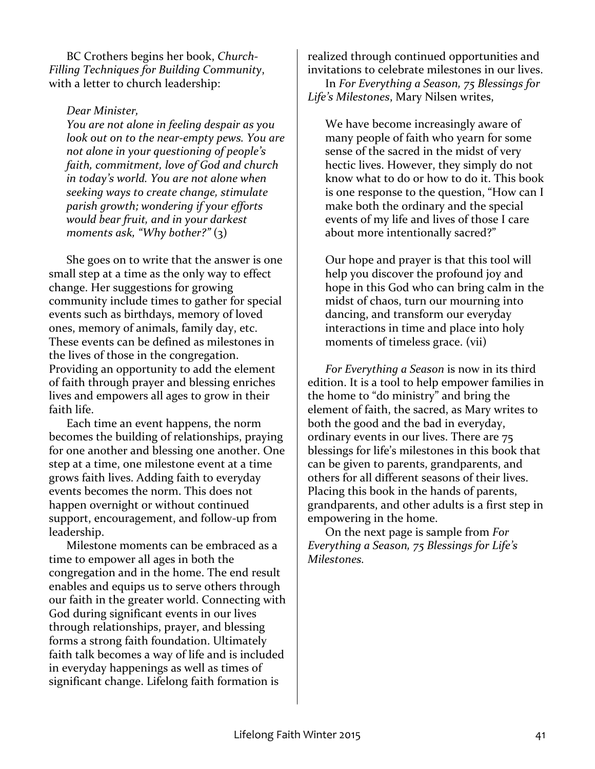BC Crothers begins her book, *Church-Filling Techniques for Building Community*, with a letter to church leadership:

> *Dear Minister,*
> *You are not alone in feeling despair as you look out on to the near-empty pews. You are not alone in your questioning of people's faith, commitment, love of God and church in today's world. You are not alone when seeking ways to create change, stimulate parish growth; wondering if your efforts would bear fruit, and in your darkest moments ask, "Why bother?"* (3)

She goes on to write that the answer is one small step at a time as the only way to effect change. Her suggestions for growing community include times to gather for special events such as birthdays, memory of loved ones, memory of animals, family day, etc. These events can be defined as milestones in the lives of those in the congregation. Providing an opportunity to add the element of faith through prayer and blessing enriches lives and empowers all ages to grow in their faith life.

Each time an event happens, the norm becomes the building of relationships, praying for one another and blessing one another. One step at a time, one milestone event at a time grows faith lives. Adding faith to everyday events becomes the norm. This does not happen overnight or without continued support, encouragement, and follow-up from leadership.

Milestone moments can be embraced as a time to empower all ages in both the congregation and in the home. The end result enables and equips us to serve others through our faith in the greater world. Connecting with God during significant events in our lives through relationships, prayer, and blessing forms a strong faith foundation. Ultimately faith talk becomes a way of life and is included in everyday happenings as well as times of significant change. Lifelong faith formation is realized through continued opportunities and invitations to celebrate milestones in our lives.

In *For Everything a Season, 75 Blessings for Life's Milestones*, Mary Nilsen writes,

> We have become increasingly aware of many people of faith who yearn for some sense of the sacred in the midst of very hectic lives. However, they simply do not know what to do or how to do it. This book is one response to the question, "How can I make both the ordinary and the special events of my life and lives of those I care about more intentionally sacred?"
>
> Our hope and prayer is that this tool will help you discover the profound joy and hope in this God who can bring calm in the midst of chaos, turn our mourning into dancing, and transform our everyday interactions in time and place into holy moments of timeless grace. (vii)

*For Everything a Season* is now in its third edition. It is a tool to help empower families in the home to "do ministry" and bring the element of faith, the sacred, as Mary writes to both the good and the bad in everyday, ordinary events in our lives. There are 75 blessings for life's milestones in this book that can be given to parents, grandparents, and others for all different seasons of their lives. Placing this book in the hands of parents, grandparents, and other adults is a first step in empowering in the home.

On the next page is sample from *For Everything a Season, 75 Blessings for Life's Milestones.*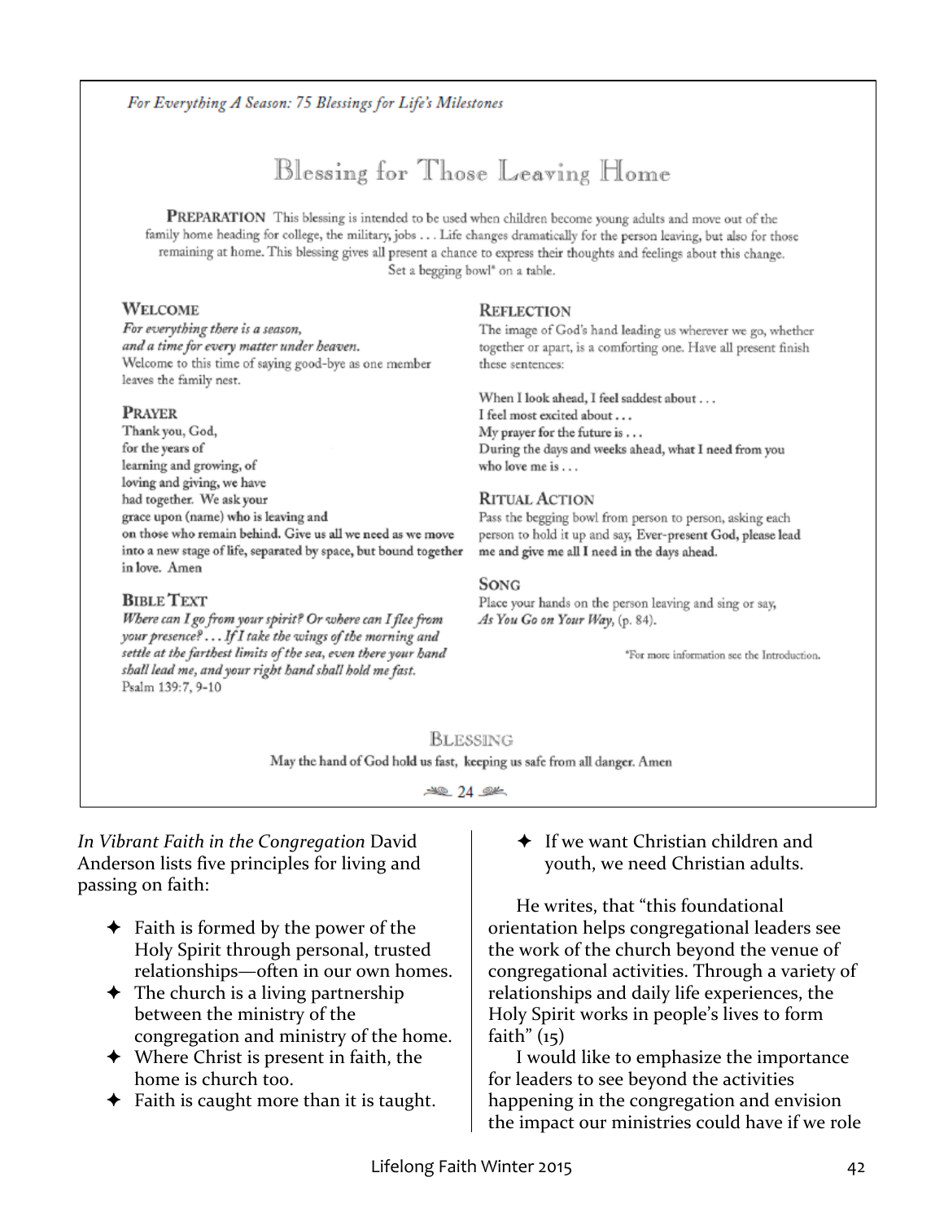*For Everything A Season: 75 Blessings for Life's Milestones*

## Blessing for Those Leaving Home

**PREPARATION** This blessing is intended to be used when children become young adults and move out of the family home heading for college, the military, jobs . . . Life changes dramatically for the person leaving, but also for those remaining at home. This blessing gives all present a chance to express their thoughts and feelings about this change. Set a begging bowl* on a table.

### WELCOME

*For everything there is a season,*
*and a time for every matter under heaven.*
Welcome to this time of saying good-bye as one member leaves the family nest.

### PRAYER

Thank you, God,
for the years of
learning and growing, of
loving and giving, we have
had together. We ask your
grace upon (name) who is leaving and
on those who remain behind. Give us all we need as we move into a new stage of life, separated by space, but bound together in love. Amen

### BIBLE TEXT

*Where can I go from your spirit? Or where can I flee from your presence? . . . If I take the wings of the morning and settle at the farthest limits of the sea, even there your hand shall lead me, and your right hand shall hold me fast.*
Psalm 139:7, 9-10

### REFLECTION

The image of God's hand leading us wherever we go, whether together or apart, is a comforting one. Have all present finish these sentences:

When I look ahead, I feel saddest about . . .
I feel most excited about . . .
My prayer for the future is . . .
During the days and weeks ahead, what I need from you who love me is . . .

### RITUAL ACTION

Pass the begging bowl from person to person, asking each person to hold it up and say, Ever-present God, please lead me and give me all I need in the days ahead.

### SONG

Place your hands on the person leaving and sing or say, *As You Go on Your Way*, (p. 84).

*For more information see the Introduction.

### BLESSING

May the hand of God hold us fast, keeping us safe from all danger. Amen

24

*In Vibrant Faith in the Congregation* David Anderson lists five principles for living and passing on faith:

- Faith is formed by the power of the Holy Spirit through personal, trusted relationships—often in our own homes.
- The church is a living partnership between the ministry of the congregation and ministry of the home.
- Where Christ is present in faith, the home is church too.
- Faith is caught more than it is taught.
- If we want Christian children and youth, we need Christian adults.

He writes, that "this foundational orientation helps congregational leaders see the work of the church beyond the venue of congregational activities. Through a variety of relationships and daily life experiences, the Holy Spirit works in people's lives to form faith" (15)

I would like to emphasize the importance for leaders to see beyond the activities happening in the congregation and envision the impact our ministries could have if we role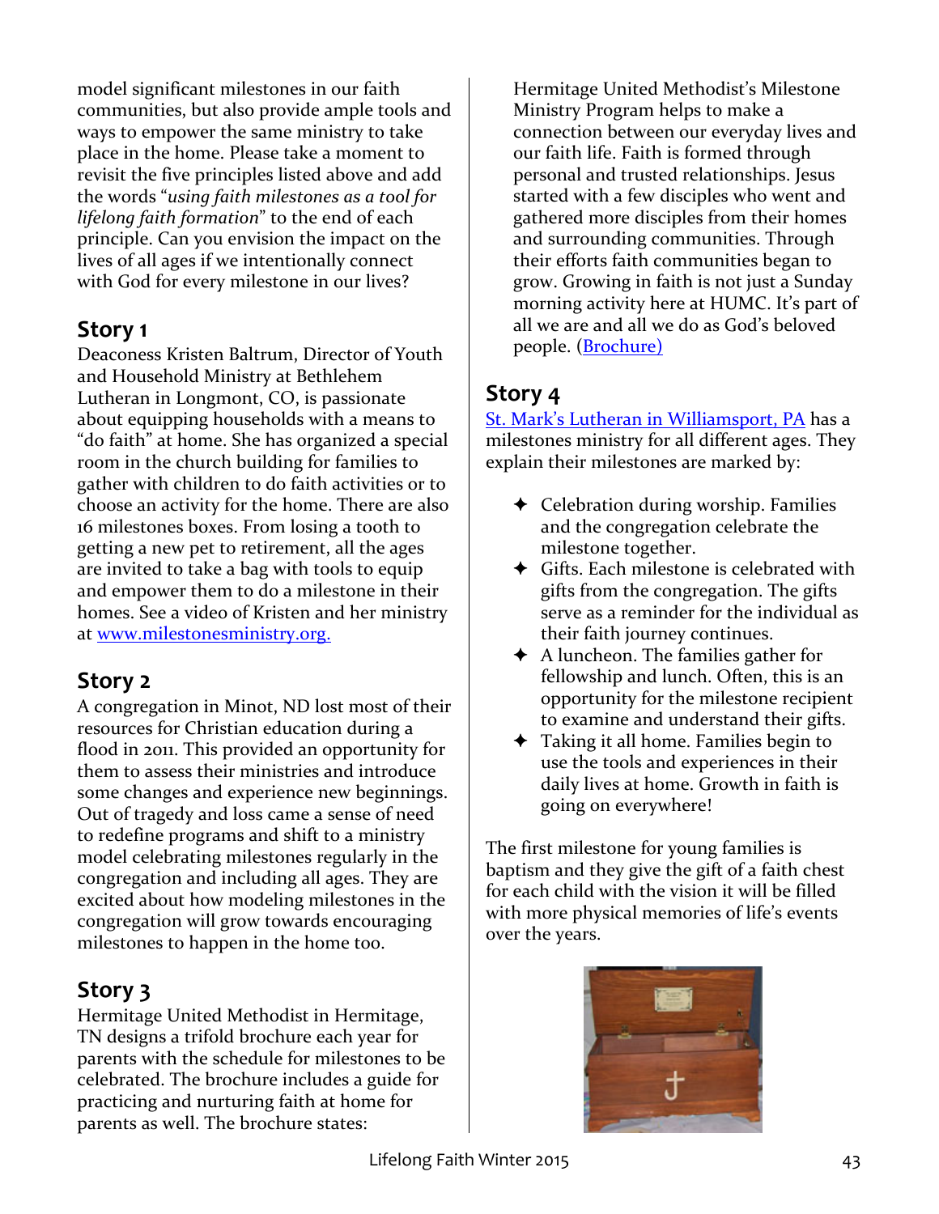model significant milestones in our faith communities, but also provide ample tools and ways to empower the same ministry to take place in the home. Please take a moment to revisit the five principles listed above and add the words "*using faith milestones as a tool for lifelong faith formation*" to the end of each principle. Can you envision the impact on the lives of all ages if we intentionally connect with God for every milestone in our lives?

## Story 1

Deaconess Kristen Baltrum, Director of Youth and Household Ministry at Bethlehem Lutheran in Longmont, CO, is passionate about equipping households with a means to "do faith" at home. She has organized a special room in the church building for families to gather with children to do faith activities or to choose an activity for the home. There are also 16 milestones boxes. From losing a tooth to getting a new pet to retirement, all the ages are invited to take a bag with tools to equip and empower them to do a milestone in their homes. See a video of Kristen and her ministry at www.milestonesministry.org.

## Story 2

A congregation in Minot, ND lost most of their resources for Christian education during a flood in 2011. This provided an opportunity for them to assess their ministries and introduce some changes and experience new beginnings. Out of tragedy and loss came a sense of need to redefine programs and shift to a ministry model celebrating milestones regularly in the congregation and including all ages. They are excited about how modeling milestones in the congregation will grow towards encouraging milestones to happen in the home too.

## Story 3

Hermitage United Methodist in Hermitage, TN designs a trifold brochure each year for parents with the schedule for milestones to be celebrated. The brochure includes a guide for practicing and nurturing faith at home for parents as well. The brochure states:

> Hermitage United Methodist's Milestone Ministry Program helps to make a connection between our everyday lives and our faith life. Faith is formed through personal and trusted relationships. Jesus started with a few disciples who went and gathered more disciples from their homes and surrounding communities. Through their efforts faith communities began to grow. Growing in faith is not just a Sunday morning activity here at HUMC. It's part of all we are and all we do as God's beloved people. (Brochure)

## Story 4

St. Mark's Lutheran in Williamsport, PA has a milestones ministry for all different ages. They explain their milestones are marked by:

- Celebration during worship. Families and the congregation celebrate the milestone together.
- Gifts. Each milestone is celebrated with gifts from the congregation. The gifts serve as a reminder for the individual as their faith journey continues.
- A luncheon. The families gather for fellowship and lunch. Often, this is an opportunity for the milestone recipient to examine and understand their gifts.
- Taking it all home. Families begin to use the tools and experiences in their daily lives at home. Growth in faith is going on everywhere!

The first milestone for young families is baptism and they give the gift of a faith chest for each child with the vision it will be filled with more physical memories of life's events over the years.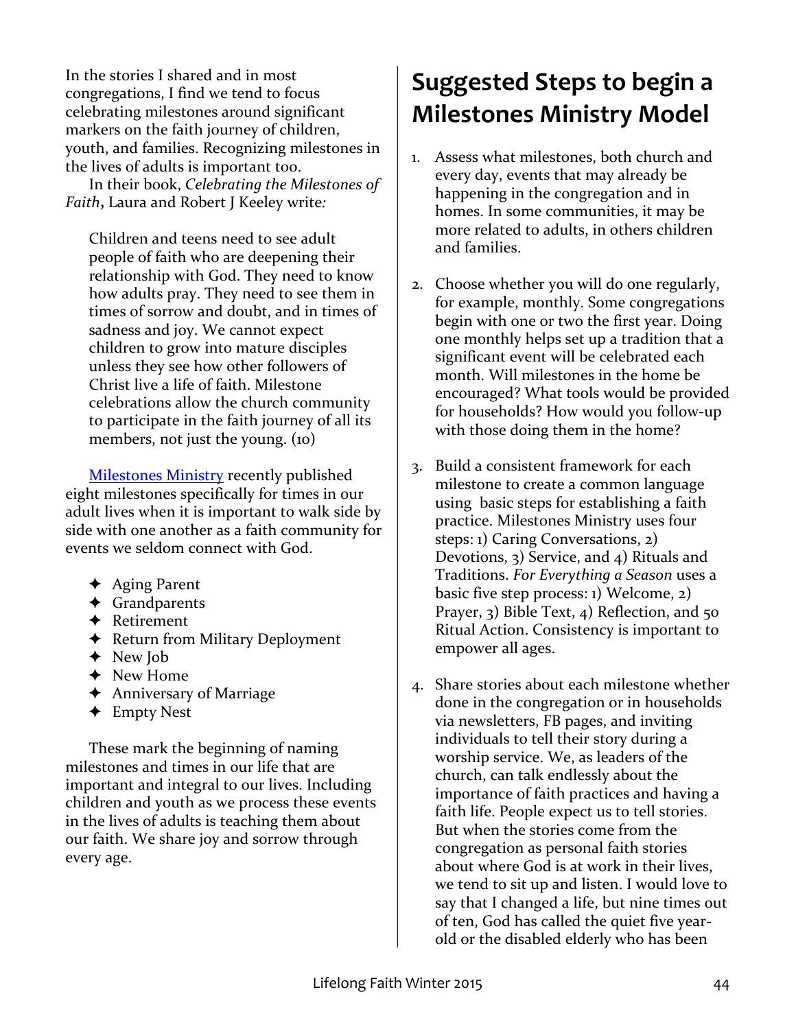In the stories I shared and in most congregations, I find we tend to focus celebrating milestones around significant markers on the faith journey of children, youth, and families. Recognizing milestones in the lives of adults is important too.

In their book, *Celebrating the Milestones of Faith*, Laura and Robert J Keeley write:

> Children and teens need to see adult people of faith who are deepening their relationship with God. They need to know how adults pray. They need to see them in times of sorrow and doubt, and in times of sadness and joy. We cannot expect children to grow into mature disciples unless they see how other followers of Christ live a life of faith. Milestone celebrations allow the church community to participate in the faith journey of all its members, not just the young. (10)

Milestones Ministry recently published eight milestones specifically for times in our adult lives when it is important to walk side by side with one another as a faith community for events we seldom connect with God.

- Aging Parent
- Grandparents
- Retirement
- Return from Military Deployment
- New Job
- New Home
- Anniversary of Marriage
- Empty Nest

These mark the beginning of naming milestones and times in our life that are important and integral to our lives. Including children and youth as we process these events in the lives of adults is teaching them about our faith. We share joy and sorrow through every age.

## Suggested Steps to begin a Milestones Ministry Model

1. Assess what milestones, both church and every day, events that may already be happening in the congregation and in homes. In some communities, it may be more related to adults, in others children and families.

2. Choose whether you will do one regularly, for example, monthly. Some congregations begin with one or two the first year. Doing one monthly helps set up a tradition that a significant event will be celebrated each month. Will milestones in the home be encouraged? What tools would be provided for households? How would you follow-up with those doing them in the home?

3. Build a consistent framework for each milestone to create a common language using basic steps for establishing a faith practice. Milestones Ministry uses four steps: 1) Caring Conversations, 2) Devotions, 3) Service, and 4) Rituals and Traditions. *For Everything a Season* uses a basic five step process: 1) Welcome, 2) Prayer, 3) Bible Text, 4) Reflection, and 50 Ritual Action. Consistency is important to empower all ages.

4. Share stories about each milestone whether done in the congregation or in households via newsletters, FB pages, and inviting individuals to tell their story during a worship service. We, as leaders of the church, can talk endlessly about the importance of faith practices and having a faith life. People expect us to tell stories. But when the stories come from the congregation as personal faith stories about where God is at work in their lives, we tend to sit up and listen. I would love to say that I changed a life, but nine times out of ten, God has called the quiet five year-old or the disabled elderly who has been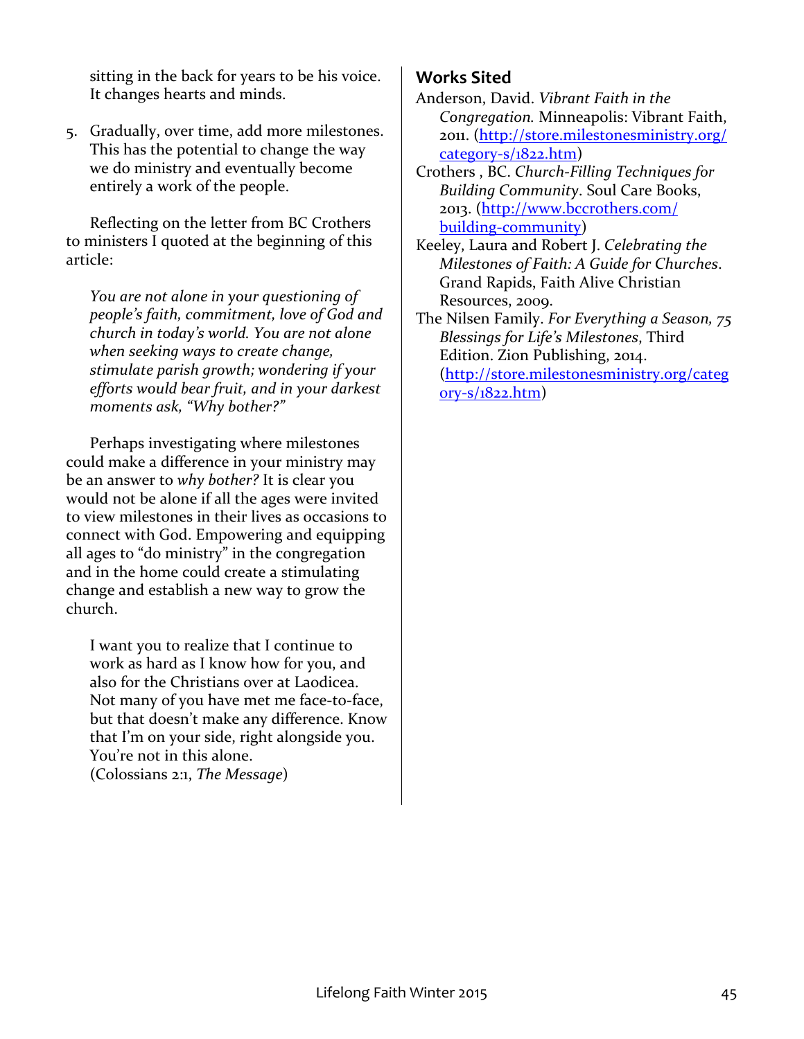sitting in the back for years to be his voice. It changes hearts and minds.

5. Gradually, over time, add more milestones. This has the potential to change the way we do ministry and eventually become entirely a work of the people.

Reflecting on the letter from BC Crothers to ministers I quoted at the beginning of this article:

> *You are not alone in your questioning of people's faith, commitment, love of God and church in today's world. You are not alone when seeking ways to create change, stimulate parish growth; wondering if your efforts would bear fruit, and in your darkest moments ask, "Why bother?"*

Perhaps investigating where milestones could make a difference in your ministry may be an answer to *why bother?* It is clear you would not be alone if all the ages were invited to view milestones in their lives as occasions to connect with God. Empowering and equipping all ages to "do ministry" in the congregation and in the home could create a stimulating change and establish a new way to grow the church.

> I want you to realize that I continue to work as hard as I know how for you, and also for the Christians over at Laodicea. Not many of you have met me face-to-face, but that doesn't make any difference. Know that I'm on your side, right alongside you. You're not in this alone.
> (Colossians 2:1, *The Message*)

## Works Sited

Anderson, David. *Vibrant Faith in the Congregation.* Minneapolis: Vibrant Faith, 2011. (http://store.milestonesministry.org/category-s/1822.htm)

Crothers , BC. *Church-Filling Techniques for Building Community*. Soul Care Books, 2013. (http://www.bccrothers.com/building-community)

Keeley, Laura and Robert J. *Celebrating the Milestones of Faith: A Guide for Churches*. Grand Rapids, Faith Alive Christian Resources, 2009.

The Nilsen Family. *For Everything a Season, 75 Blessings for Life's Milestones*, Third Edition. Zion Publishing, 2014. (http://store.milestonesministry.org/category-s/1822.htm)